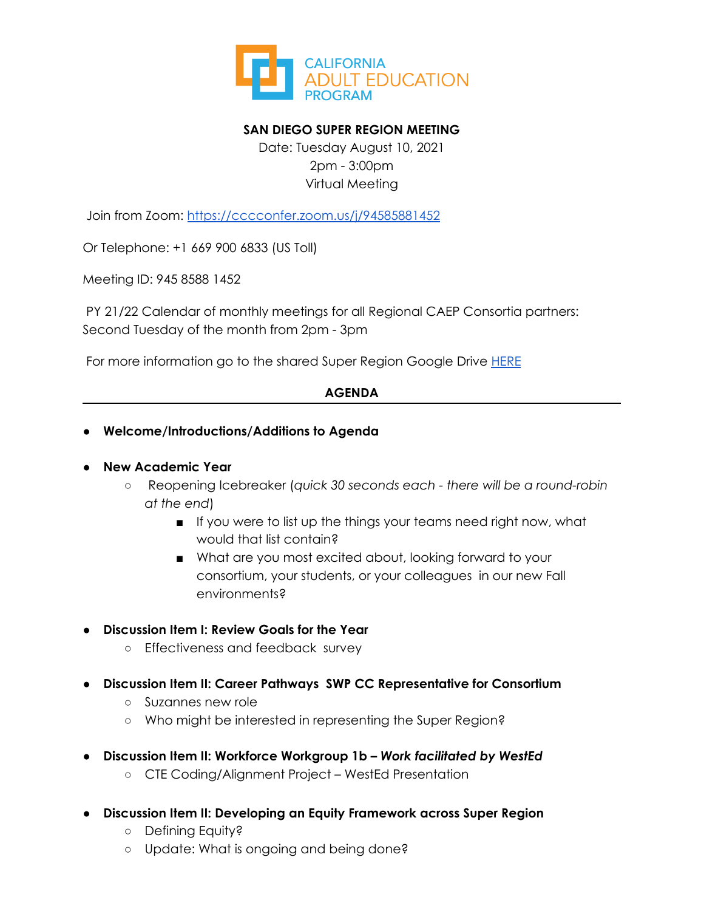CALIFORNIA ADULT EDUCATION PROGRAM

**SAN DIEGO SUPER REGION MEETING**

Date: Tuesday August 10, 2021

2pm - 3:00pm

Virtual Meeting

Join from Zoom: [https://cccconfer.zoom.us/j/94585881452](https://cccconfer.zoom.us/j/94585881452)

Or Telephone: +1 669 900 6833 (US Toll)

Meeting ID: 945 8588 1452

PY 21/22 Calendar of monthly meetings for all Regional CAEP Consortia partners: Second Tuesday of the month from 2pm - 3pm

For more information go to the shared Super Region Google Drive [HERE]()

**AGENDA**

---

- **Welcome/Introductions/Additions to Agenda**

- **New Academic Year**
  - Reopening Icebreaker (*quick 30 seconds each - there will be a round-robin at the end*)
    - If you were to list up the things your teams need right now, what would that list contain?
    - What are you most excited about, looking forward to your consortium, your students, or your colleagues in our new Fall environments?

- **Discussion Item I: Review Goals for the Year**
  - Effectiveness and feedback survey

- **Discussion Item II: Career Pathways SWP CC Representative for Consortium**
  - Suzannes new role
  - Who might be interested in representing the Super Region?

- **Discussion Item II: Workforce Workgroup 1b – *Work facilitated by WestEd***
  - CTE Coding/Alignment Project – WestEd Presentation

- **Discussion Item II: Developing an Equity Framework across Super Region**
  - Defining Equity?
  - Update: What is ongoing and being done?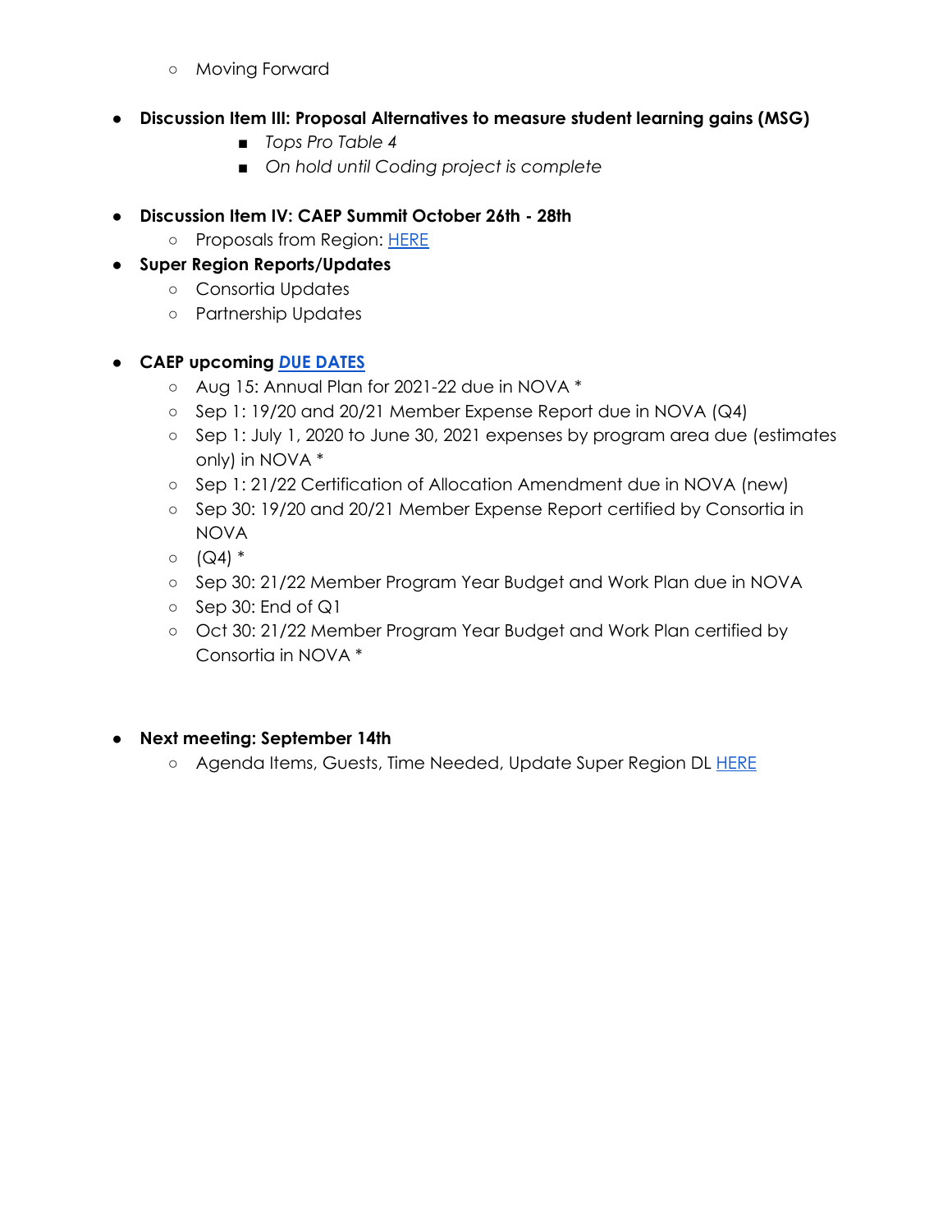- Moving Forward

- **Discussion Item III: Proposal Alternatives to measure student learning gains (MSG)**
        - *Tops Pro Table 4*
        - *On hold until Coding project is complete*

- **Discussion Item IV: CAEP Summit October 26th - 28th**
    - Proposals from Region: HERE
- **Super Region Reports/Updates**
    - Consortia Updates
    - Partnership Updates

- **CAEP upcoming *DUE DATES***
    - Aug 15: Annual Plan for 2021-22 due in NOVA *
    - Sep 1: 19/20 and 20/21 Member Expense Report due in NOVA (Q4)
    - Sep 1: July 1, 2020 to June 30, 2021 expenses by program area due (estimates only) in NOVA *
    - Sep 1: 21/22 Certification of Allocation Amendment due in NOVA (new)
    - Sep 30: 19/20 and 20/21 Member Expense Report certified by Consortia in NOVA
    - (Q4) *
    - Sep 30: 21/22 Member Program Year Budget and Work Plan due in NOVA
    - Sep 30: End of Q1
    - Oct 30: 21/22 Member Program Year Budget and Work Plan certified by Consortia in NOVA *

- **Next meeting: September 14th**
    - Agenda Items, Guests, Time Needed, Update Super Region DL HERE